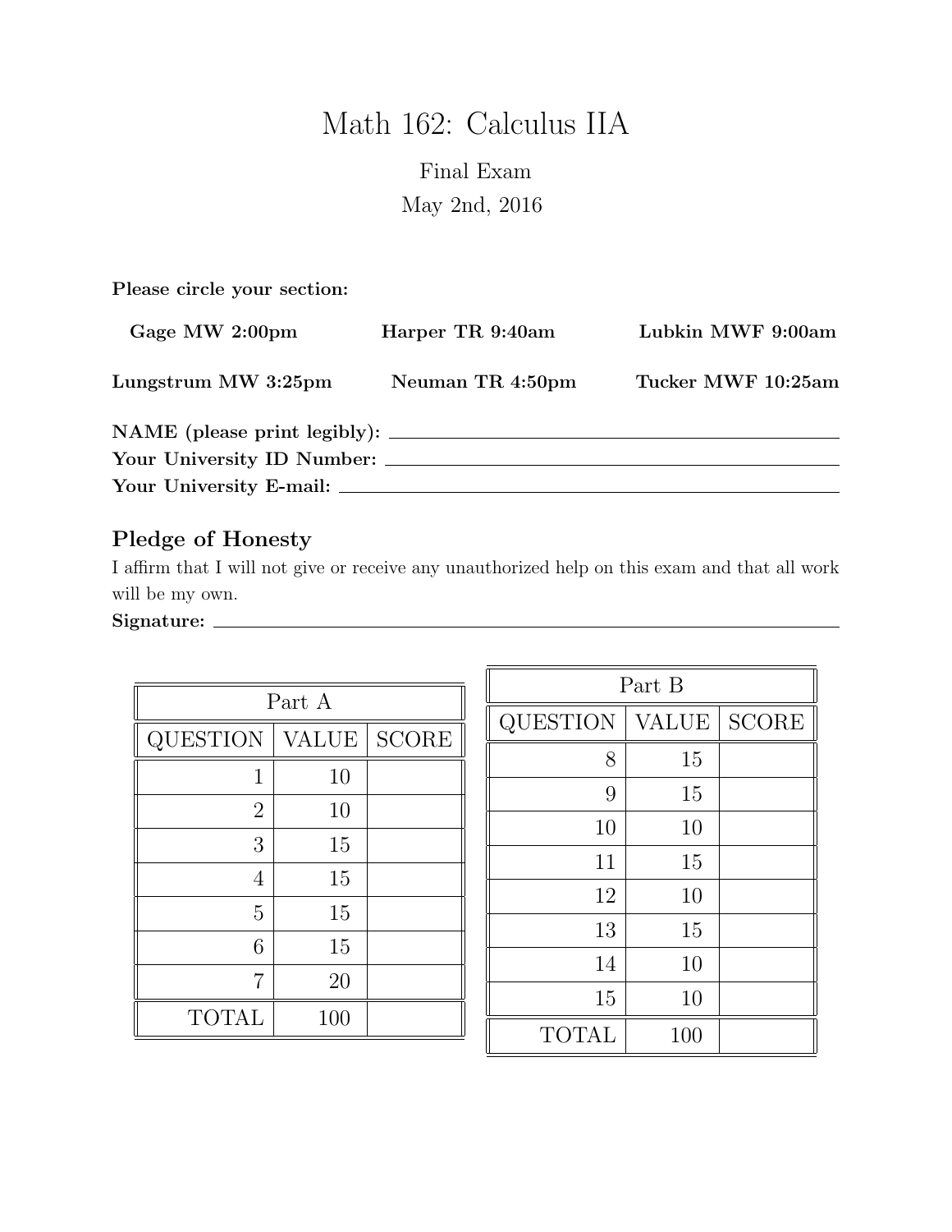# Math 162: Calculus IIA

Final Exam

May 2nd, 2016

**Please circle your section:**

**Gage MW 2:00pm** **Harper TR 9:40am** **Lubkin MWF 9:00am**

**Lungstrum MW 3:25pm** **Neuman TR 4:50pm** **Tucker MWF 10:25am**

**NAME (please print legibly):** ______________________________

**Your University ID Number:** ______________________________

**Your University E-mail:** ______________________________

## Pledge of Honesty

I affirm that I will not give or receive any unauthorized help on this exam and that all work will be my own.

**Signature:** ______________________________

| Part A | | |
|---|---|---|
| QUESTION | VALUE | SCORE |
| 1 | 10 | |
| 2 | 10 | |
| 3 | 15 | |
| 4 | 15 | |
| 5 | 15 | |
| 6 | 15 | |
| 7 | 20 | |
| TOTAL | 100 | |

| Part B | | |
|---|---|---|
| QUESTION | VALUE | SCORE |
| 8 | 15 | |
| 9 | 15 | |
| 10 | 10 | |
| 11 | 15 | |
| 12 | 10 | |
| 13 | 15 | |
| 14 | 10 | |
| 15 | 10 | |
| TOTAL | 100 | |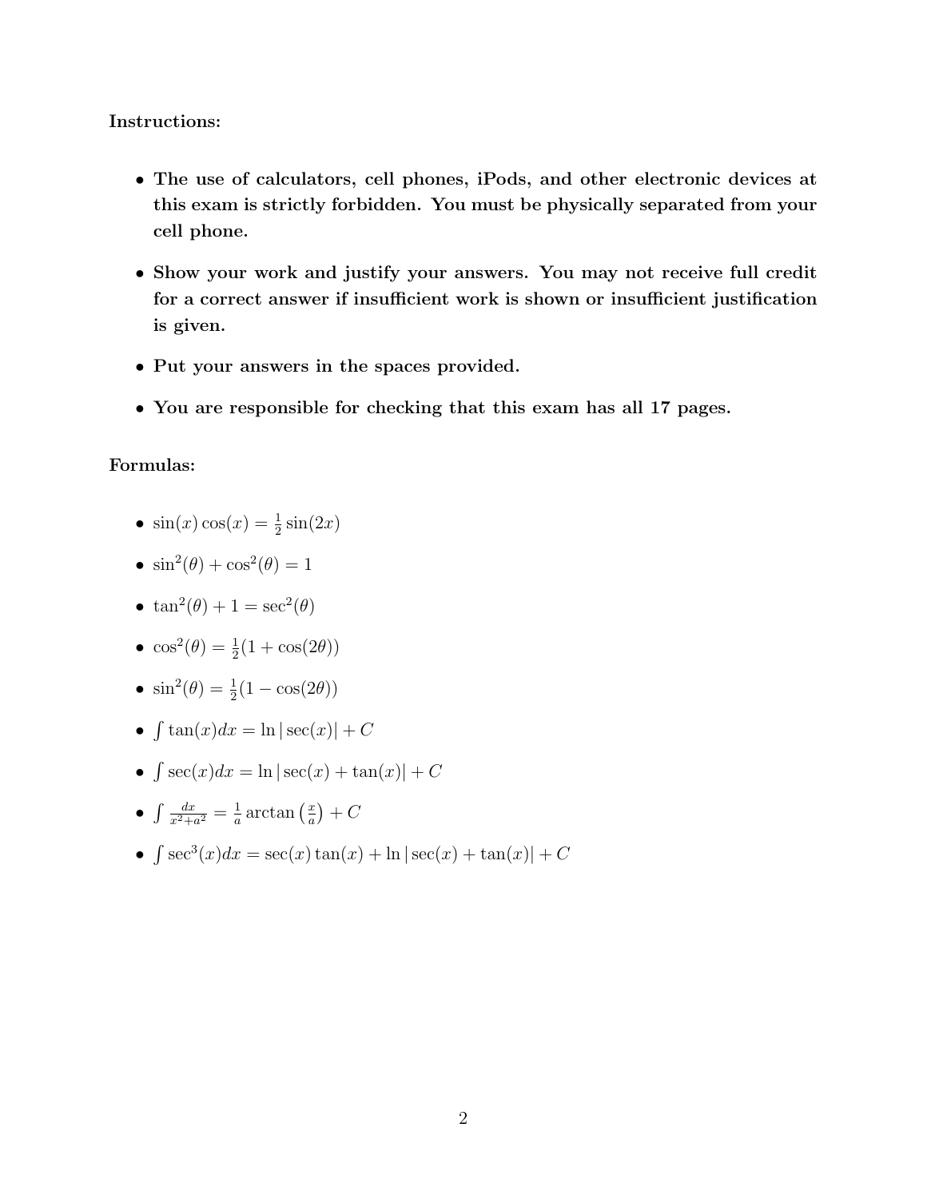**Instructions:**

- **The use of calculators, cell phones, iPods, and other electronic devices at this exam is strictly forbidden. You must be physically separated from your cell phone.**
- **Show your work and justify your answers. You may not receive full credit for a correct answer if insufficient work is shown or insufficient justification is given.**
- **Put your answers in the spaces provided.**
- **You are responsible for checking that this exam has all 17 pages.**

**Formulas:**

- $\sin(x)\cos(x) = \frac{1}{2}\sin(2x)$
- $\sin^2(\theta) + \cos^2(\theta) = 1$
- $\tan^2(\theta) + 1 = \sec^2(\theta)$
- $\cos^2(\theta) = \frac{1}{2}(1 + \cos(2\theta))$
- $\sin^2(\theta) = \frac{1}{2}(1 - \cos(2\theta))$
- $\int \tan(x)dx = \ln|\sec(x)| + C$
- $\int \sec(x)dx = \ln|\sec(x) + \tan(x)| + C$
- $\int \frac{dx}{x^2+a^2} = \frac{1}{a}\arctan\left(\frac{x}{a}\right) + C$
- $\int \sec^3(x)dx = \sec(x)\tan(x) + \ln|\sec(x) + \tan(x)| + C$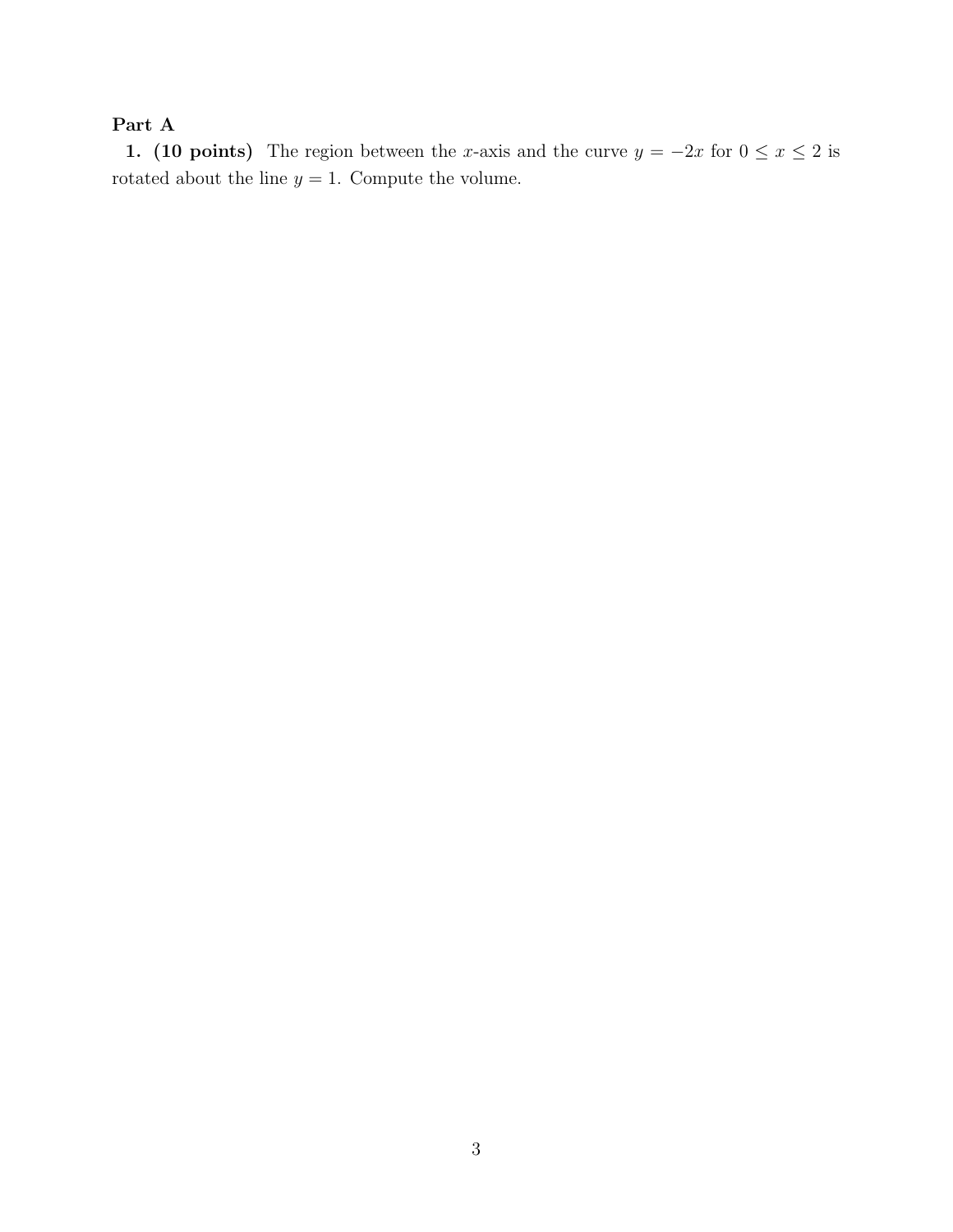## Part A

**1. (10 points)** The region between the $x$-axis and the curve $y = -2x$ for $0 \leq x \leq 2$ is rotated about the line $y = 1$. Compute the volume.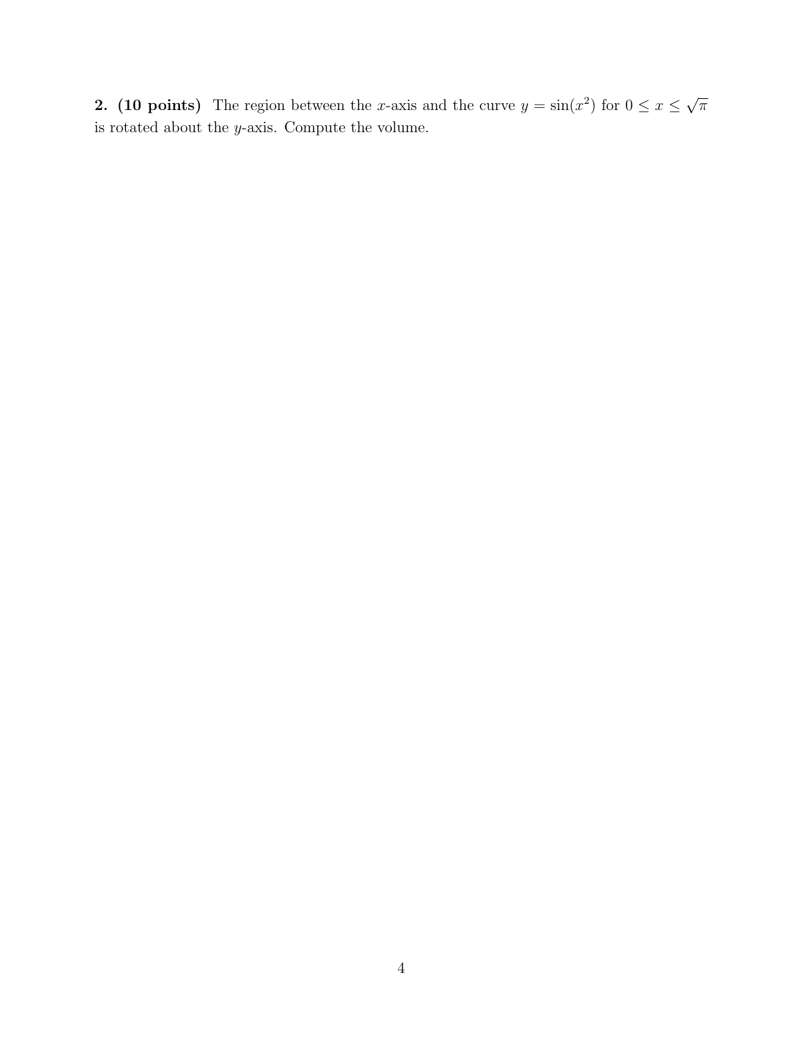**2. (10 points)** The region between the $x$-axis and the curve $y = \sin(x^2)$ for $0 \leq x \leq \sqrt{\pi}$ is rotated about the $y$-axis. Compute the volume.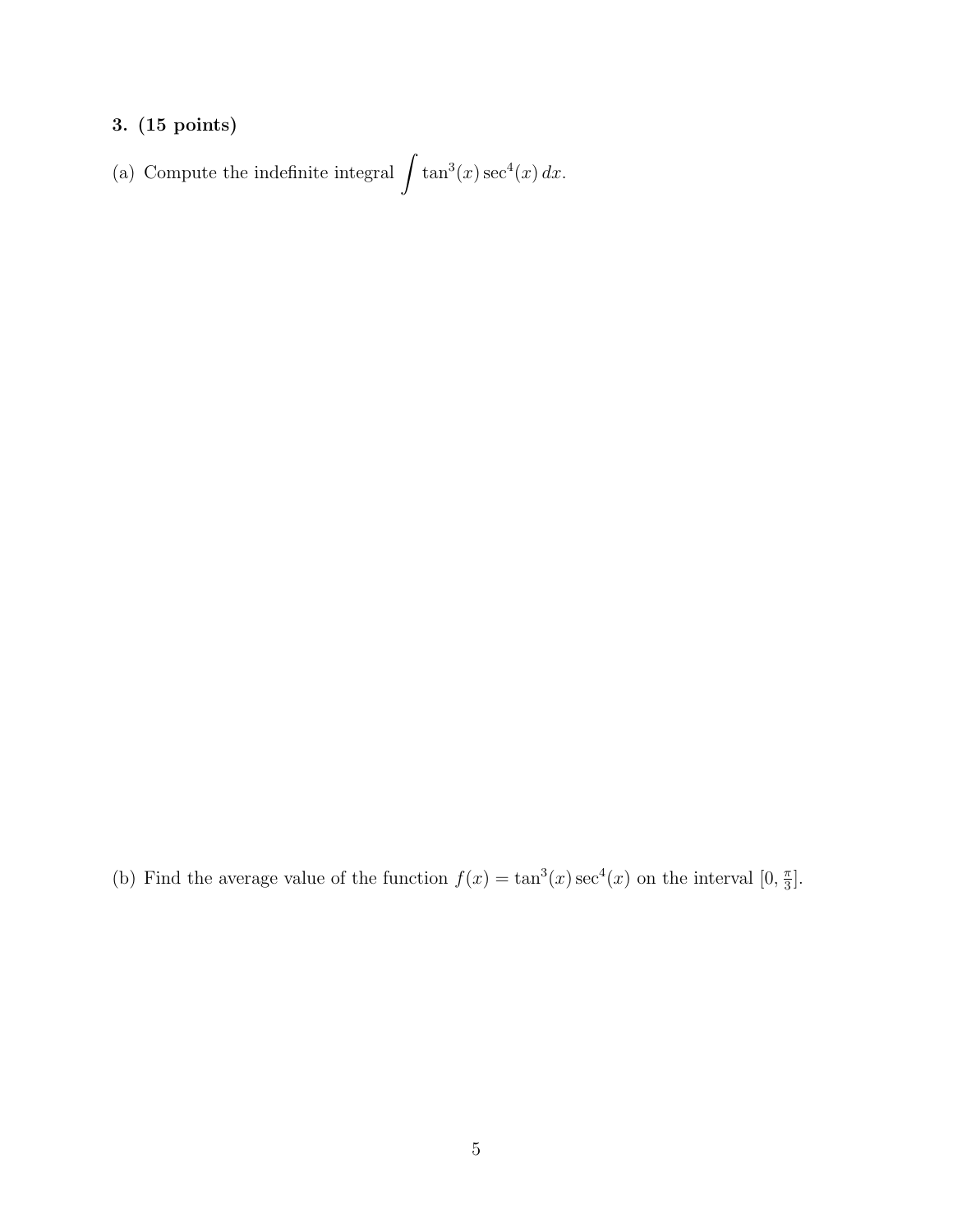**3. (15 points)**

(a) Compute the indefinite integral $\int \tan^3(x)\sec^4(x)\,dx$.

(b) Find the average value of the function $f(x) = \tan^3(x)\sec^4(x)$ on the interval $[0, \frac{\pi}{3}]$.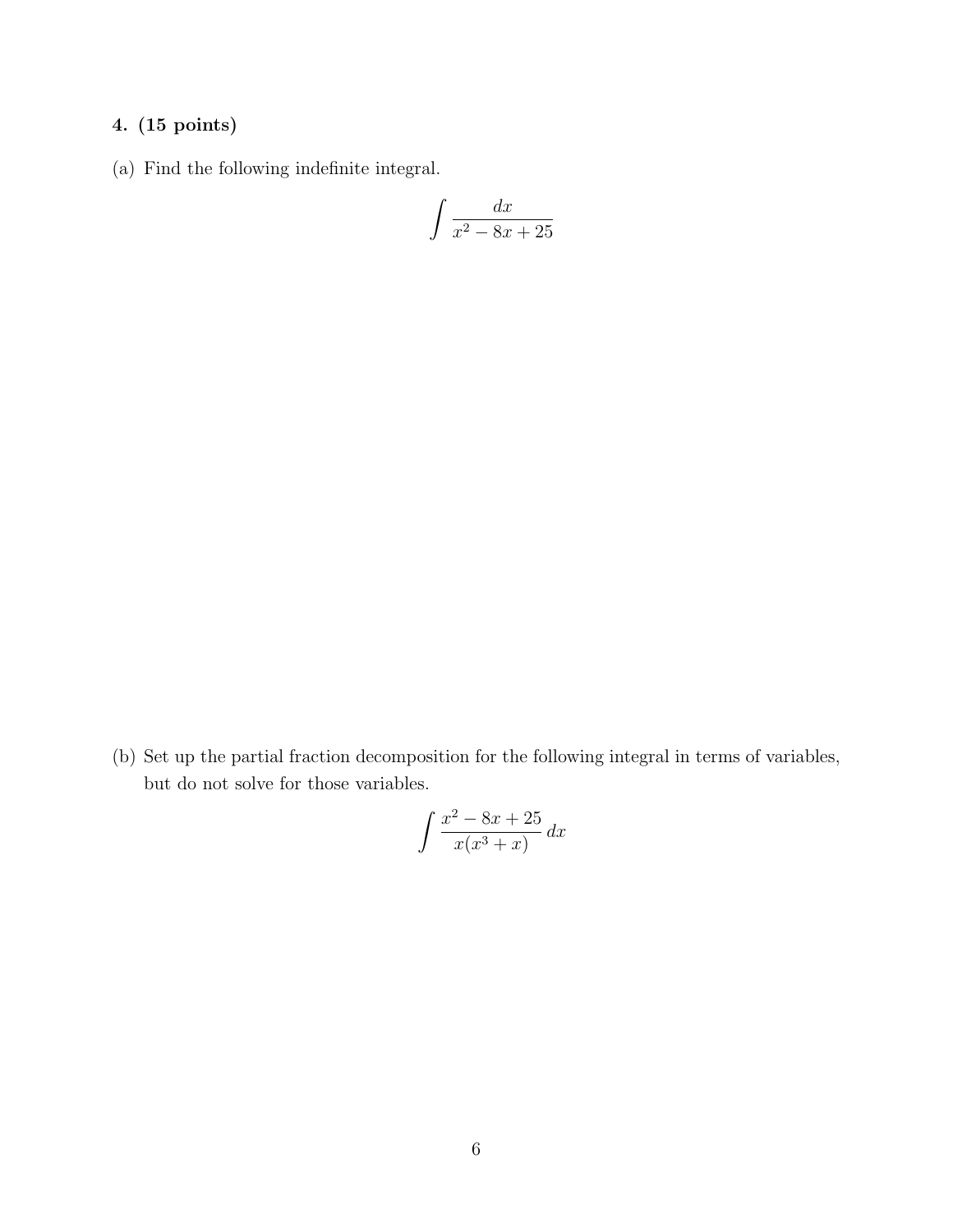**4. (15 points)**

(a) Find the following indefinite integral.

$$\int \frac{dx}{x^2 - 8x + 25}$$

(b) Set up the partial fraction decomposition for the following integral in terms of variables, but do not solve for those variables.

$$\int \frac{x^2 - 8x + 25}{x(x^3 + x)}\, dx$$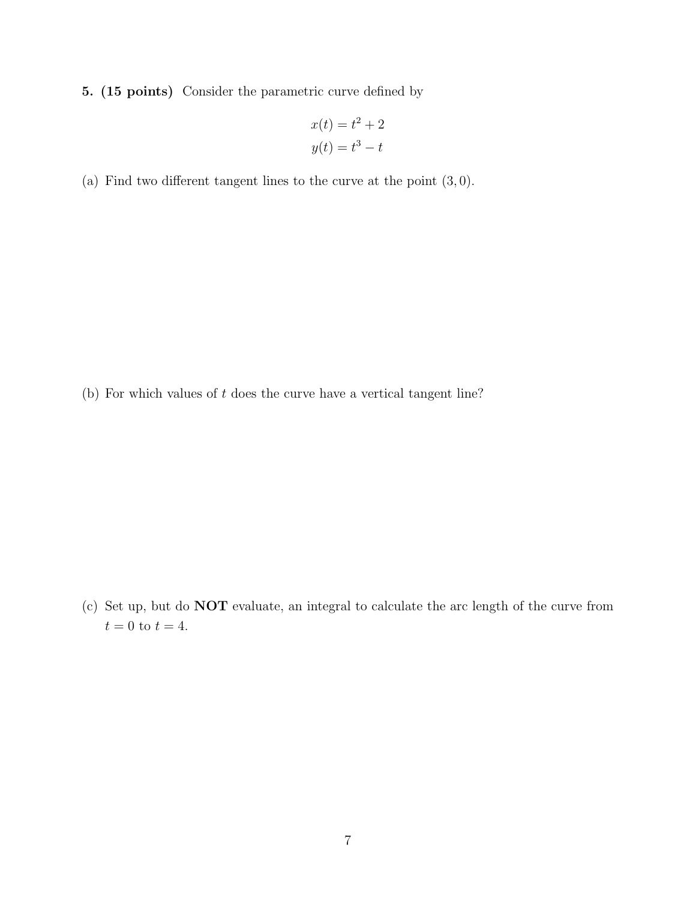**5. (15 points)** Consider the parametric curve defined by

$$x(t) = t^2 + 2$$
$$y(t) = t^3 - t$$

(a) Find two different tangent lines to the curve at the point $(3, 0)$.

(b) For which values of $t$ does the curve have a vertical tangent line?

(c) Set up, but do **NOT** evaluate, an integral to calculate the arc length of the curve from $t = 0$ to $t = 4$.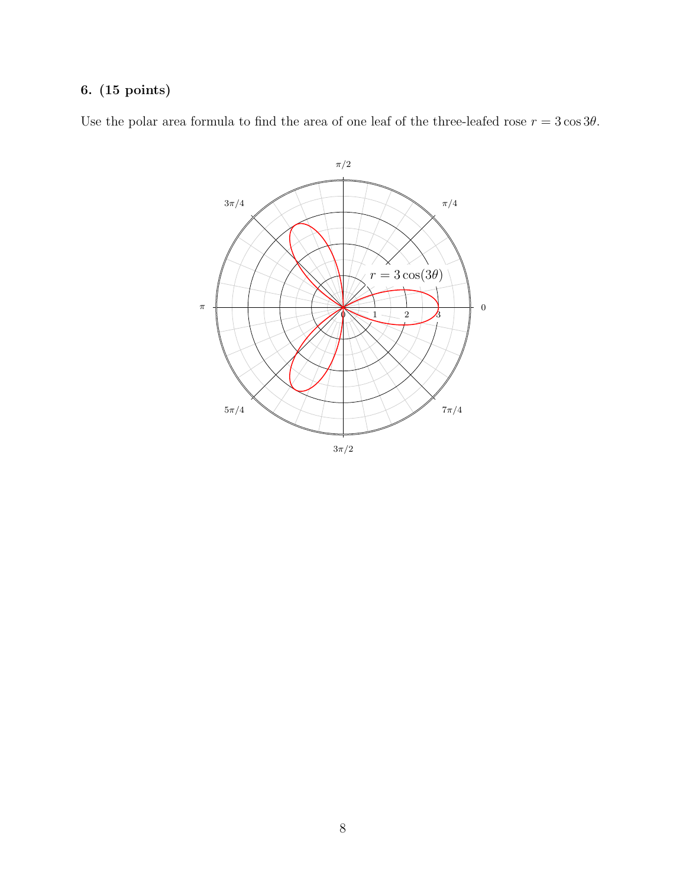**6. (15 points)**

Use the polar area formula to find the area of one leaf of the three-leafed rose $r = 3\cos 3\theta$.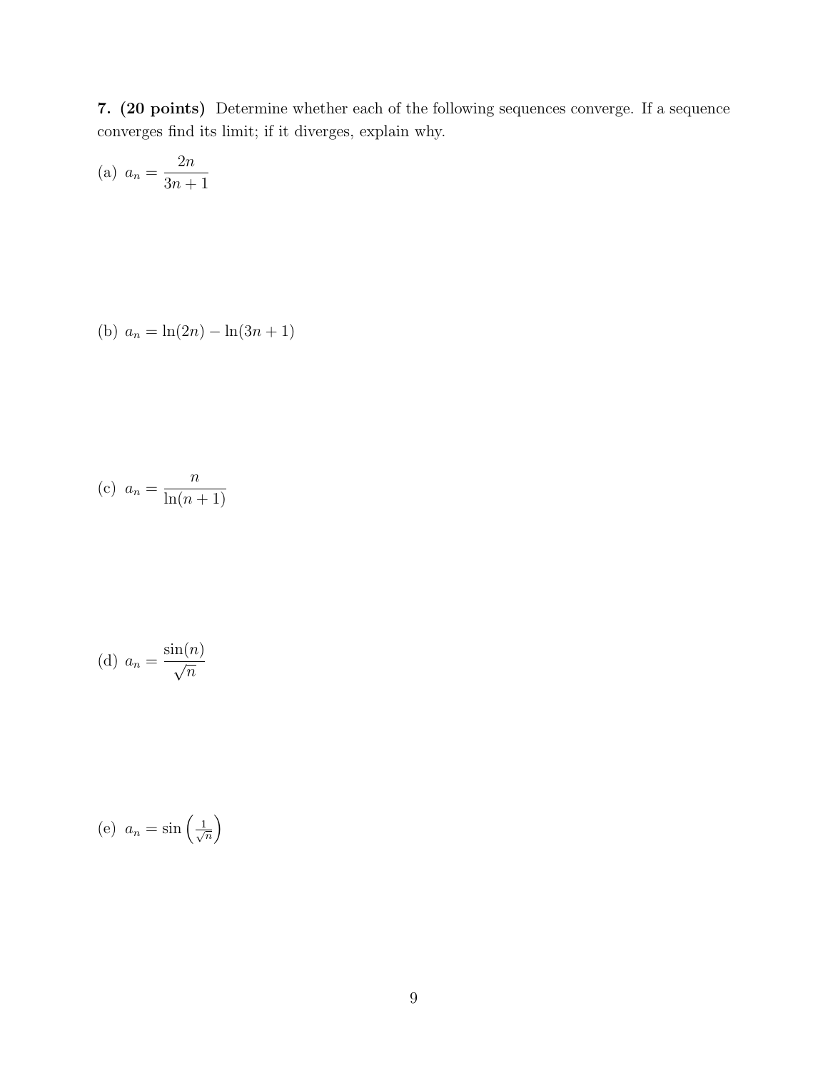**7. (20 points)** Determine whether each of the following sequences converge. If a sequence converges find its limit; if it diverges, explain why.

(a) $a_n = \dfrac{2n}{3n+1}$

(b) $a_n = \ln(2n) - \ln(3n+1)$

(c) $a_n = \dfrac{n}{\ln(n+1)}$

(d) $a_n = \dfrac{\sin(n)}{\sqrt{n}}$

(e) $a_n = \sin\left(\frac{1}{\sqrt{n}}\right)$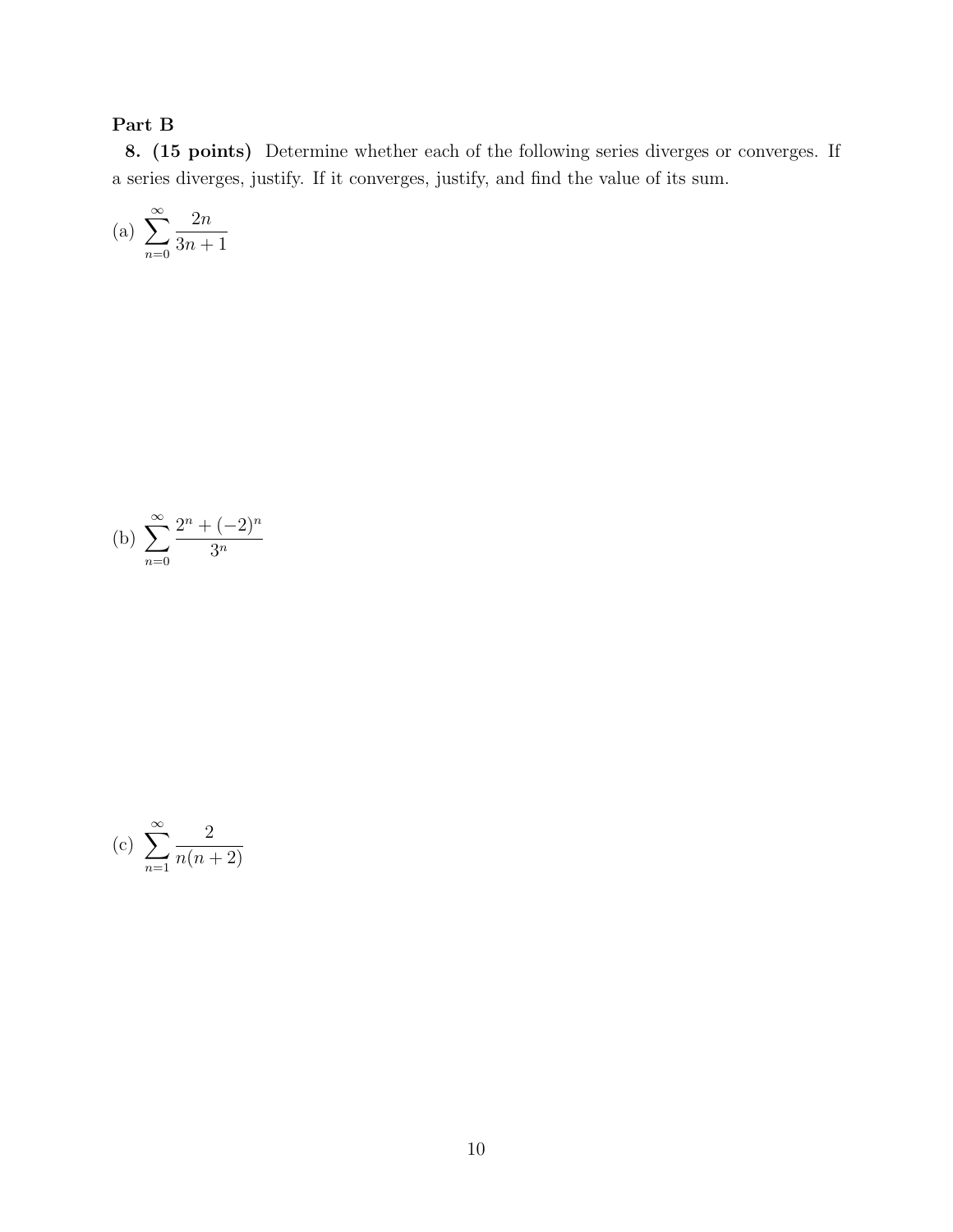## Part B

**8. (15 points)** Determine whether each of the following series diverges or converges. If a series diverges, justify. If it converges, justify, and find the value of its sum.

(a) $\displaystyle\sum_{n=0}^{\infty} \frac{2n}{3n+1}$

(b) $\displaystyle\sum_{n=0}^{\infty} \frac{2^n + (-2)^n}{3^n}$

(c) $\displaystyle\sum_{n=1}^{\infty} \frac{2}{n(n+2)}$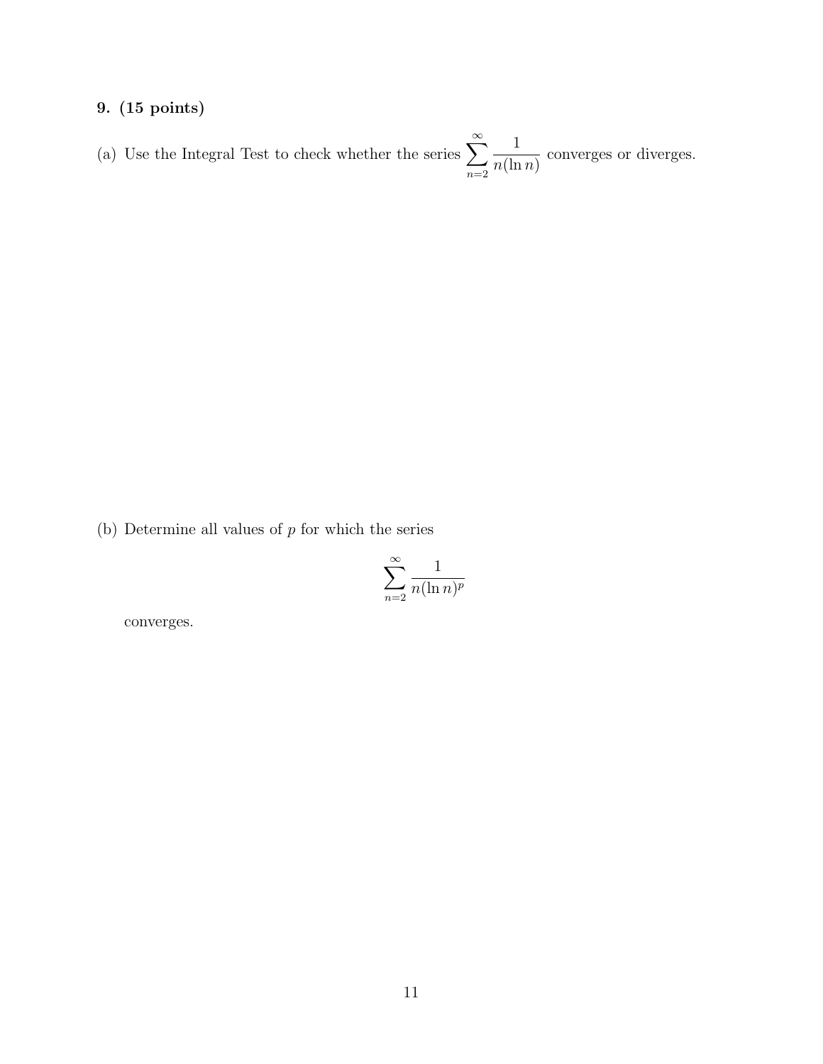**9. (15 points)**

(a) Use the Integral Test to check whether the series $\sum_{n=2}^{\infty} \frac{1}{n(\ln n)}$ converges or diverges.

(b) Determine all values of $p$ for which the series

$$\sum_{n=2}^{\infty} \frac{1}{n(\ln n)^p}$$

converges.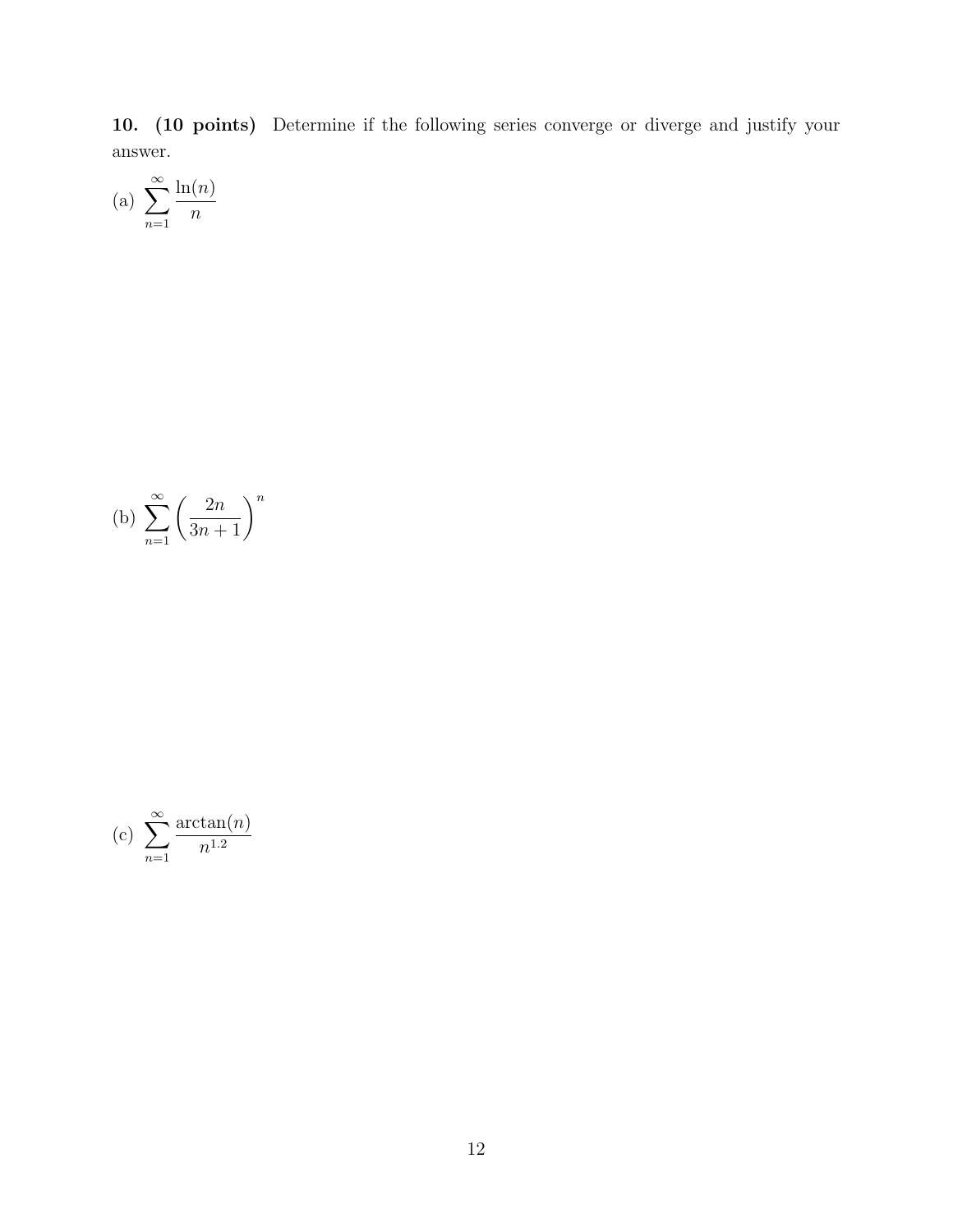**10. (10 points)** Determine if the following series converge or diverge and justify your answer.

(a) $\displaystyle\sum_{n=1}^{\infty} \frac{\ln(n)}{n}$

(b) $\displaystyle\sum_{n=1}^{\infty} \left(\frac{2n}{3n+1}\right)^n$

(c) $\displaystyle\sum_{n=1}^{\infty} \frac{\arctan(n)}{n^{1.2}}$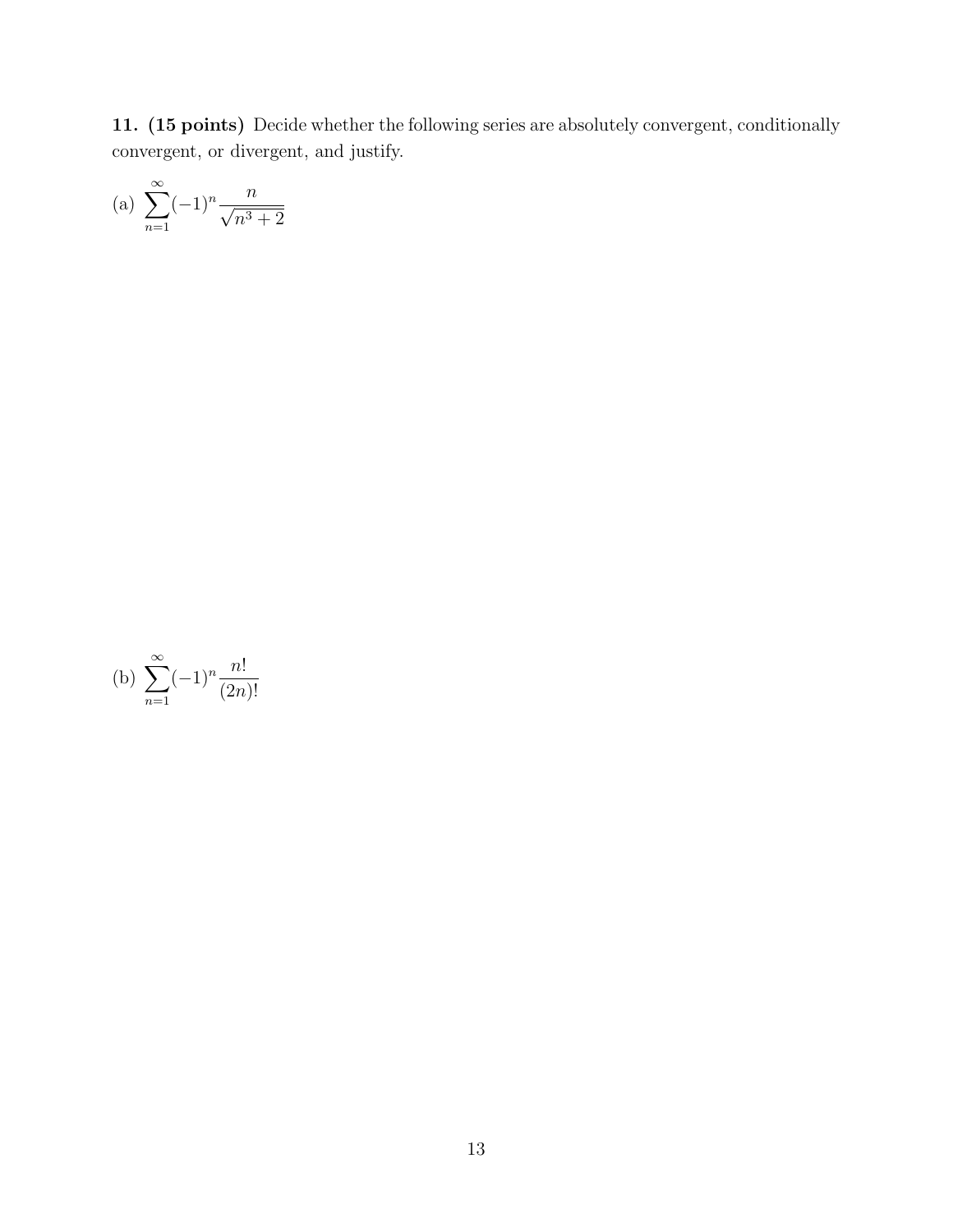**11. (15 points)** Decide whether the following series are absolutely convergent, conditionally convergent, or divergent, and justify.

(a) $\displaystyle\sum_{n=1}^{\infty}(-1)^n \frac{n}{\sqrt{n^3+2}}$

(b) $\displaystyle\sum_{n=1}^{\infty}(-1)^n \frac{n!}{(2n)!}$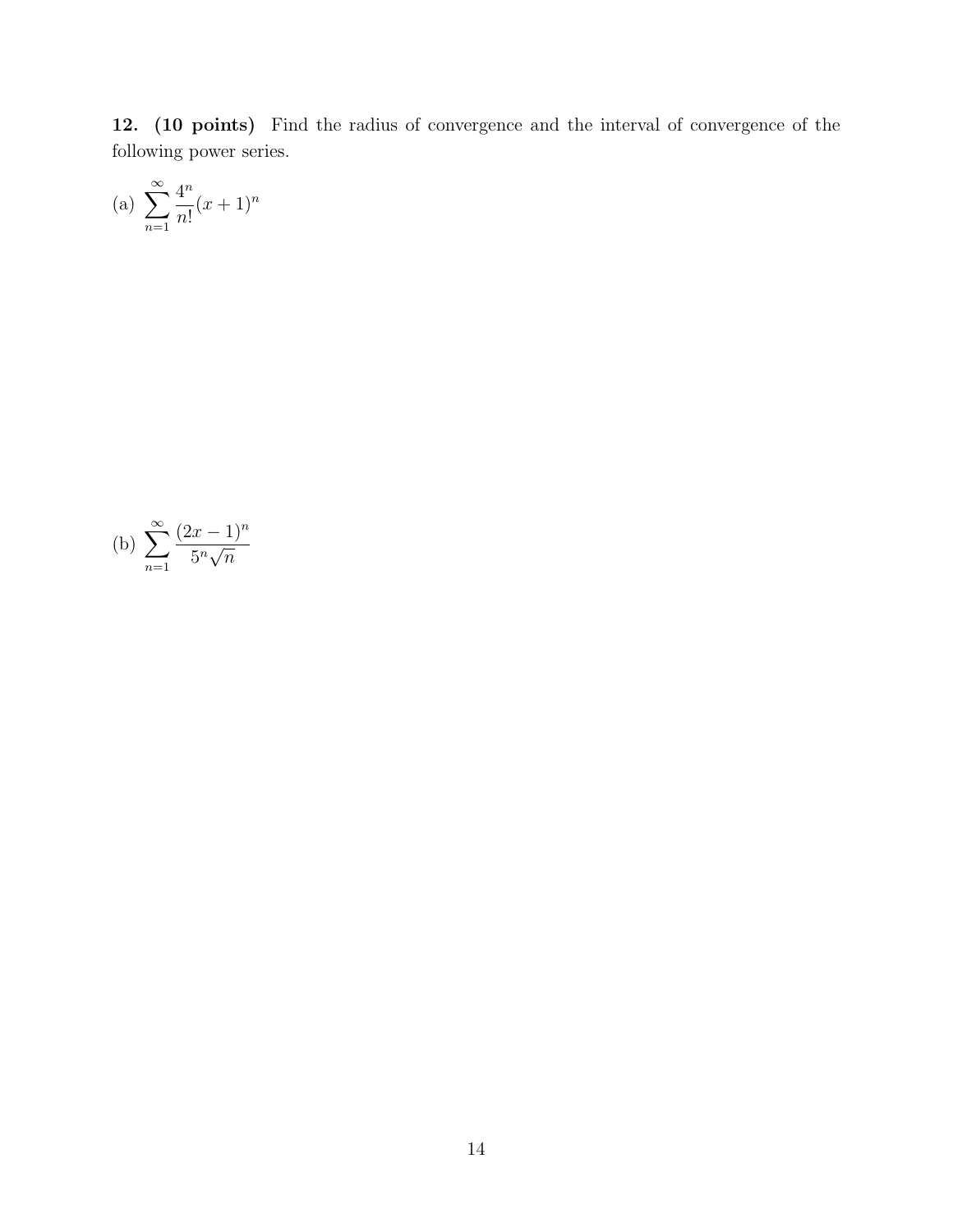**12. (10 points)** Find the radius of convergence and the interval of convergence of the following power series.

(a) $\displaystyle\sum_{n=1}^{\infty} \frac{4^n}{n!}(x+1)^n$

(b) $\displaystyle\sum_{n=1}^{\infty} \frac{(2x-1)^n}{5^n\sqrt{n}}$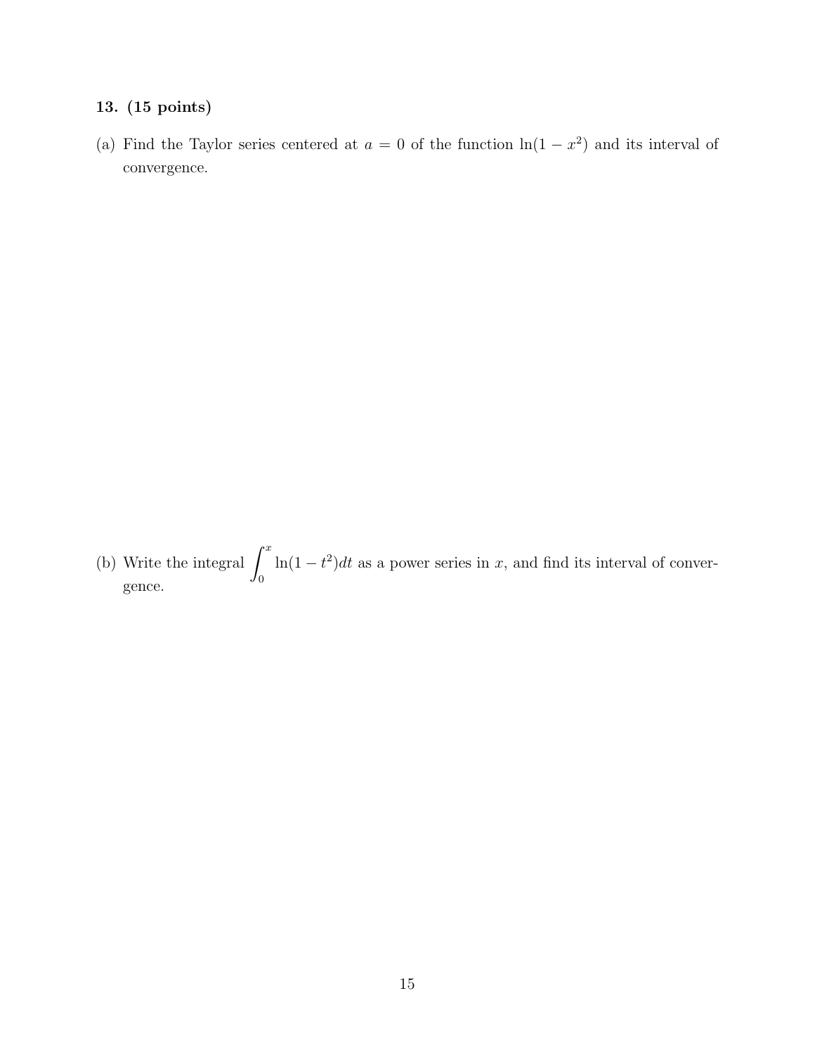**13. (15 points)**

(a) Find the Taylor series centered at $a = 0$ of the function $\ln(1 - x^2)$ and its interval of convergence.

(b) Write the integral $\displaystyle\int_0^x \ln(1 - t^2)dt$ as a power series in $x$, and find its interval of convergence.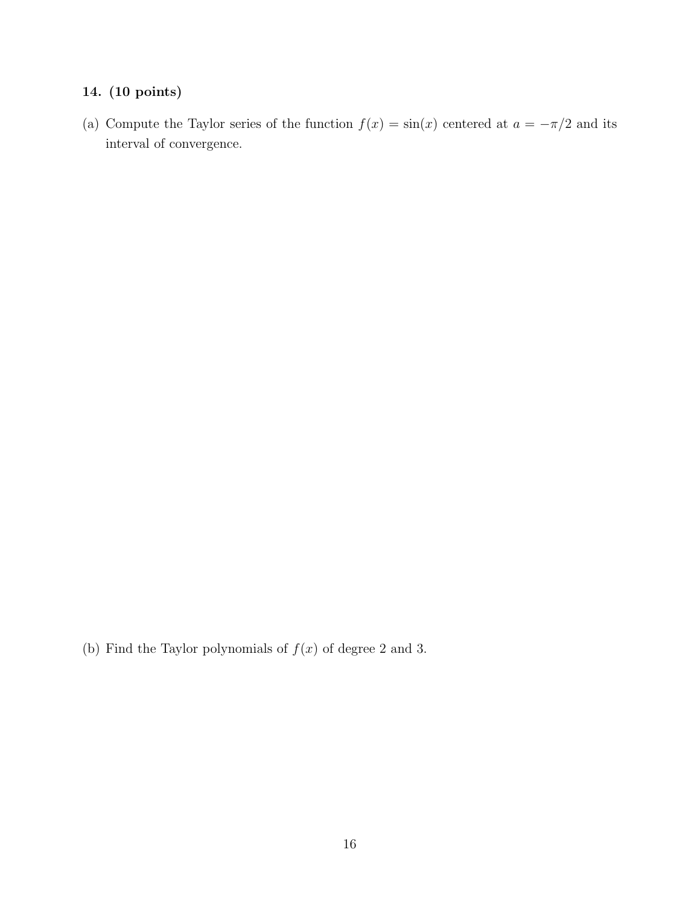**14. (10 points)**

(a) Compute the Taylor series of the function $f(x) = \sin(x)$ centered at $a = -\pi/2$ and its interval of convergence.

(b) Find the Taylor polynomials of $f(x)$ of degree 2 and 3.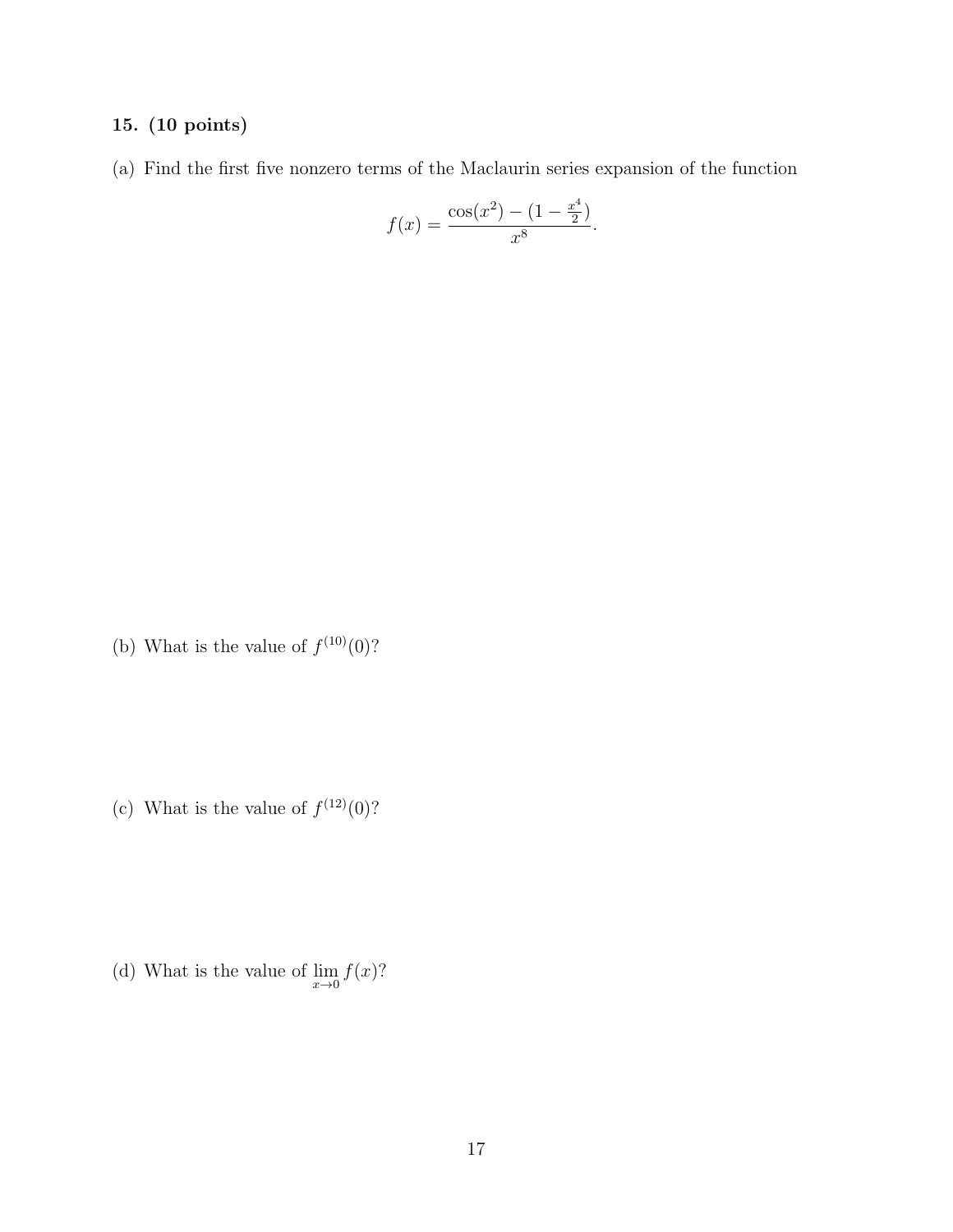**15. (10 points)**

(a) Find the first five nonzero terms of the Maclaurin series expansion of the function

$$f(x) = \frac{\cos(x^2) - (1 - \frac{x^4}{2})}{x^8}.$$

(b) What is the value of $f^{(10)}(0)$?

(c) What is the value of $f^{(12)}(0)$?

(d) What is the value of $\lim_{x \to 0} f(x)$?